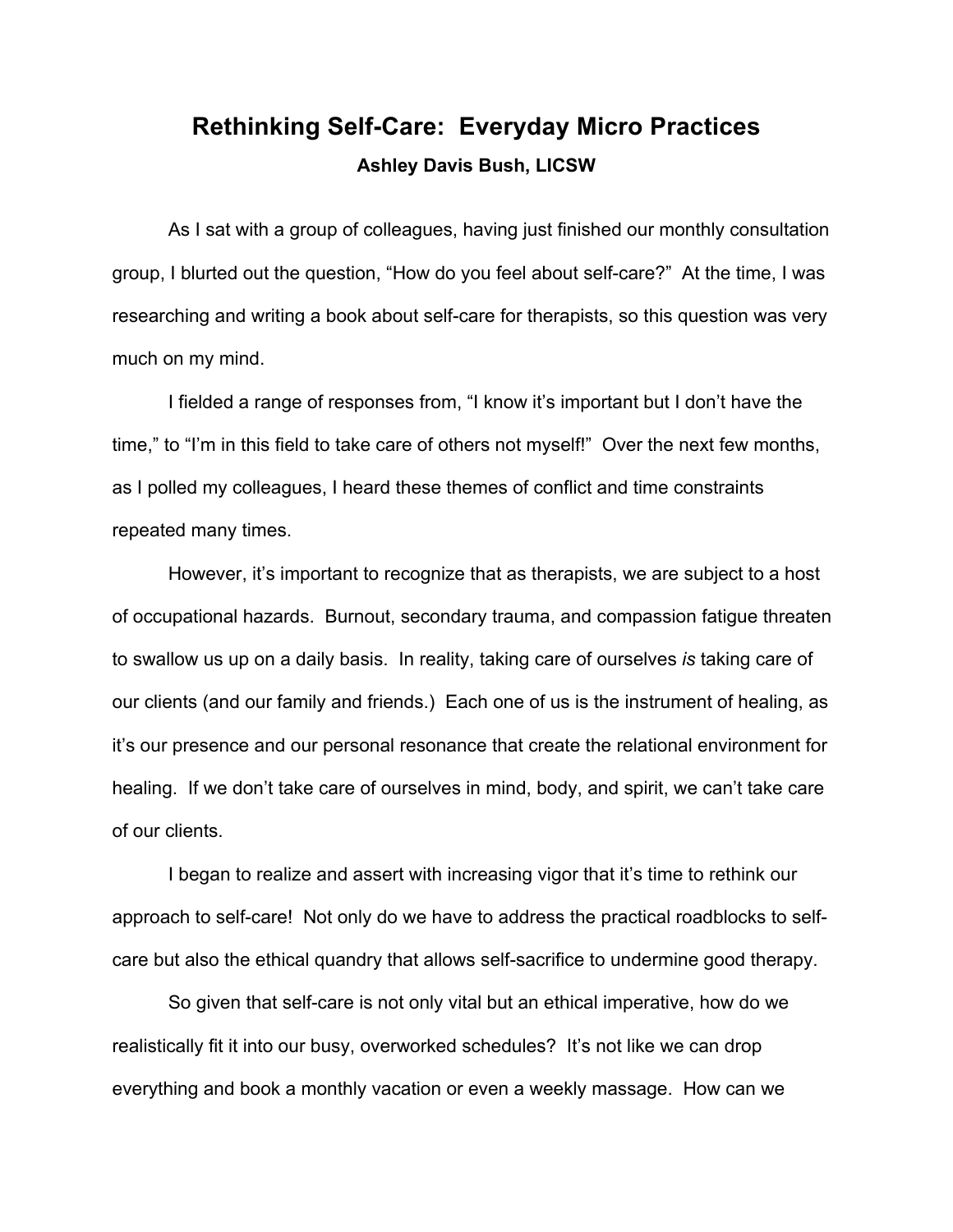# Rethinking Self-Care: Everyday Micro Practices

**Ashley Davis Bush, LICSW**

As I sat with a group of colleagues, having just finished our monthly consultation group, I blurted out the question, "How do you feel about self-care?" At the time, I was researching and writing a book about self-care for therapists, so this question was very much on my mind.

I fielded a range of responses from, "I know it's important but I don't have the time," to "I'm in this field to take care of others not myself!" Over the next few months, as I polled my colleagues, I heard these themes of conflict and time constraints repeated many times.

However, it's important to recognize that as therapists, we are subject to a host of occupational hazards. Burnout, secondary trauma, and compassion fatigue threaten to swallow us up on a daily basis. In reality, taking care of ourselves *is* taking care of our clients (and our family and friends.) Each one of us is the instrument of healing, as it's our presence and our personal resonance that create the relational environment for healing. If we don't take care of ourselves in mind, body, and spirit, we can't take care of our clients.

I began to realize and assert with increasing vigor that it's time to rethink our approach to self-care! Not only do we have to address the practical roadblocks to self-care but also the ethical quandry that allows self-sacrifice to undermine good therapy.

So given that self-care is not only vital but an ethical imperative, how do we realistically fit it into our busy, overworked schedules? It's not like we can drop everything and book a monthly vacation or even a weekly massage. How can we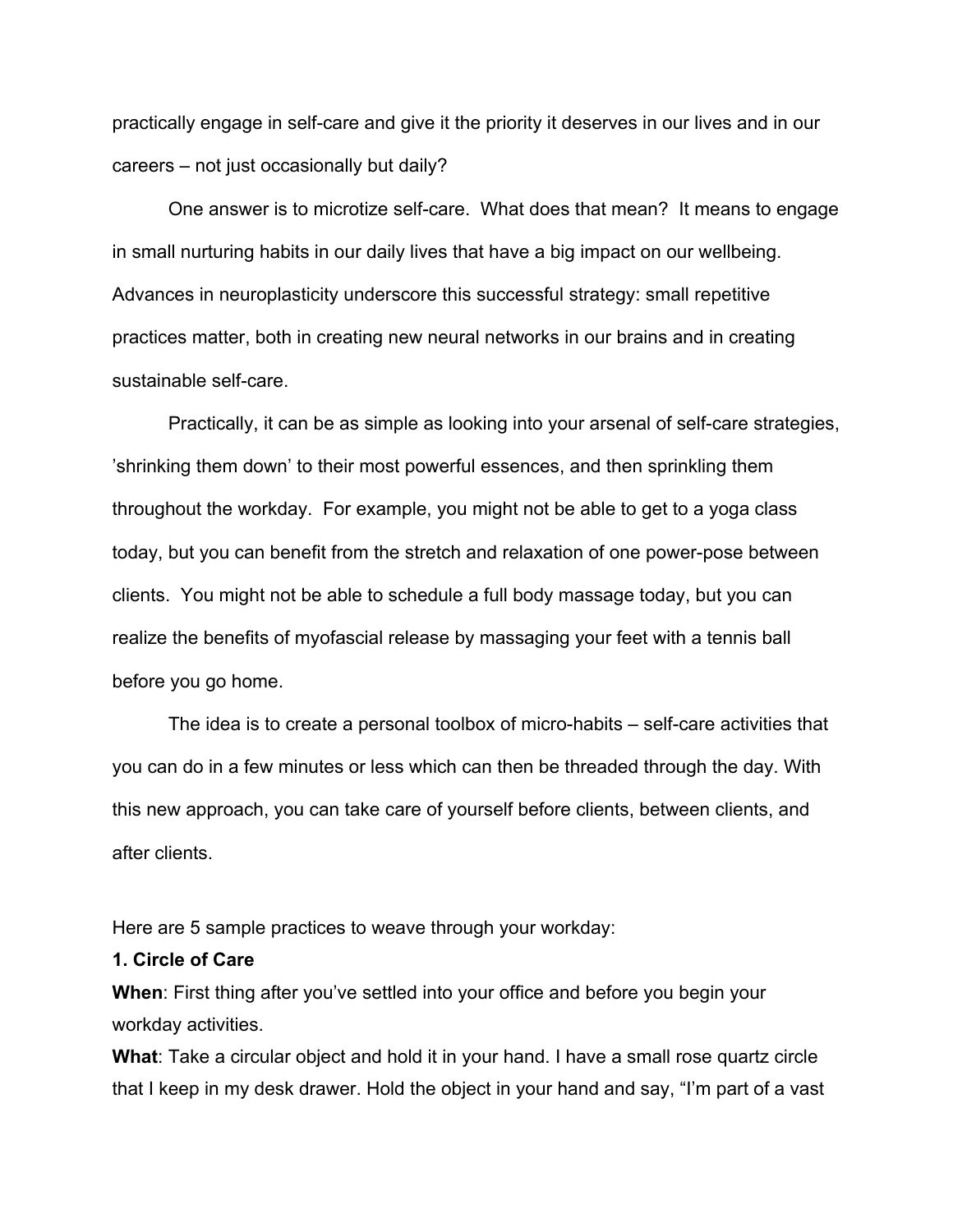practically engage in self-care and give it the priority it deserves in our lives and in our careers – not just occasionally but daily?

One answer is to microtize self-care. What does that mean? It means to engage in small nurturing habits in our daily lives that have a big impact on our wellbeing. Advances in neuroplasticity underscore this successful strategy: small repetitive practices matter, both in creating new neural networks in our brains and in creating sustainable self-care.

Practically, it can be as simple as looking into your arsenal of self-care strategies, 'shrinking them down' to their most powerful essences, and then sprinkling them throughout the workday. For example, you might not be able to get to a yoga class today, but you can benefit from the stretch and relaxation of one power-pose between clients. You might not be able to schedule a full body massage today, but you can realize the benefits of myofascial release by massaging your feet with a tennis ball before you go home.

The idea is to create a personal toolbox of micro-habits – self-care activities that you can do in a few minutes or less which can then be threaded through the day. With this new approach, you can take care of yourself before clients, between clients, and after clients.

Here are 5 sample practices to weave through your workday:

**1. Circle of Care**

**When**: First thing after you've settled into your office and before you begin your workday activities.

**What**: Take a circular object and hold it in your hand. I have a small rose quartz circle that I keep in my desk drawer. Hold the object in your hand and say, "I'm part of a vast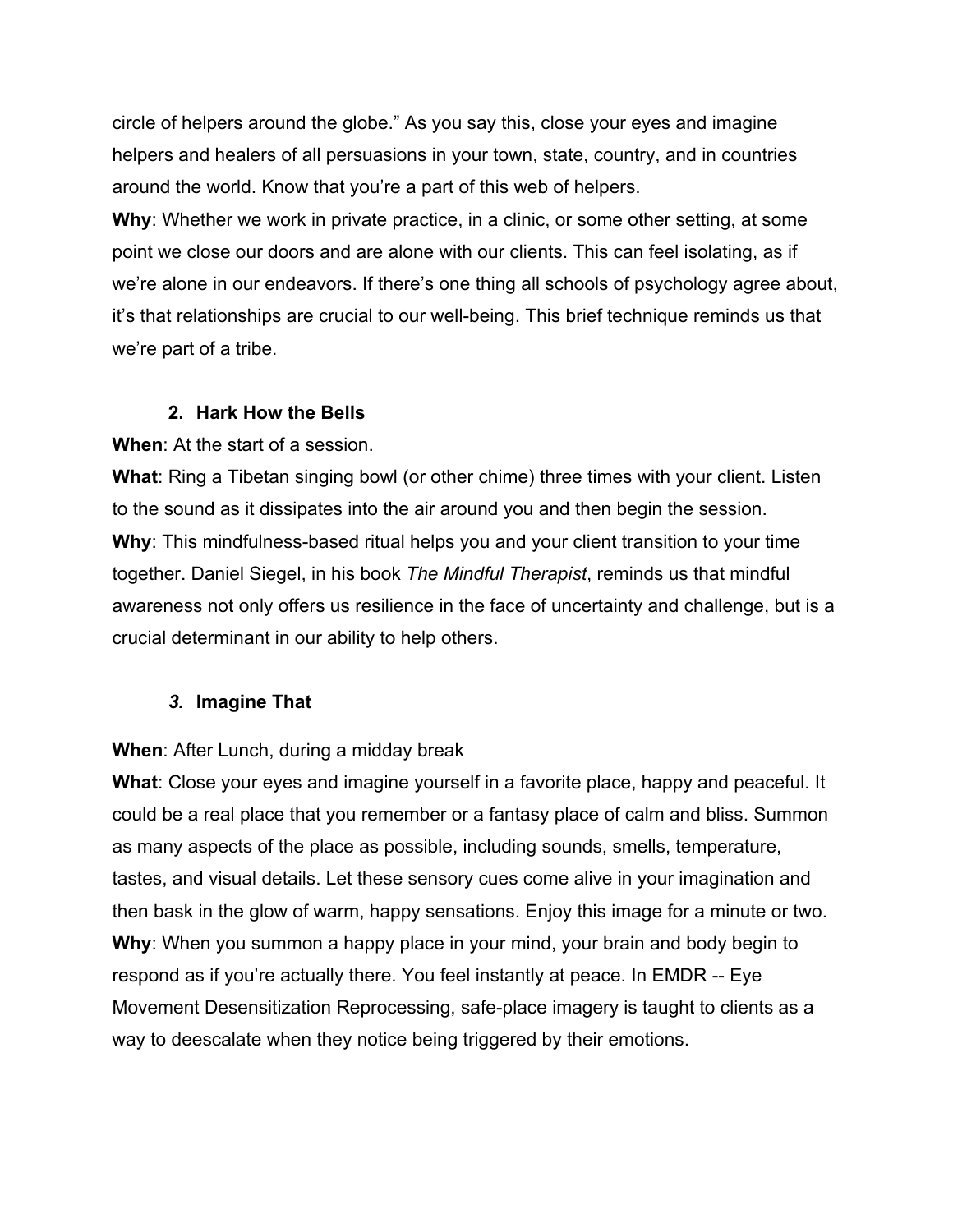circle of helpers around the globe." As you say this, close your eyes and imagine helpers and healers of all persuasions in your town, state, country, and in countries around the world. Know that you're a part of this web of helpers.

**Why**: Whether we work in private practice, in a clinic, or some other setting, at some point we close our doors and are alone with our clients. This can feel isolating, as if we're alone in our endeavors. If there's one thing all schools of psychology agree about, it's that relationships are crucial to our well-being. This brief technique reminds us that we're part of a tribe.

### 2. Hark How the Bells

**When**: At the start of a session.

**What**: Ring a Tibetan singing bowl (or other chime) three times with your client. Listen to the sound as it dissipates into the air around you and then begin the session.

**Why**: This mindfulness-based ritual helps you and your client transition to your time together. Daniel Siegel, in his book *The Mindful Therapist*, reminds us that mindful awareness not only offers us resilience in the face of uncertainty and challenge, but is a crucial determinant in our ability to help others.

### *3.* Imagine That

**When**: After Lunch, during a midday break

**What**: Close your eyes and imagine yourself in a favorite place, happy and peaceful. It could be a real place that you remember or a fantasy place of calm and bliss. Summon as many aspects of the place as possible, including sounds, smells, temperature, tastes, and visual details. Let these sensory cues come alive in your imagination and then bask in the glow of warm, happy sensations. Enjoy this image for a minute or two.

**Why**: When you summon a happy place in your mind, your brain and body begin to respond as if you're actually there. You feel instantly at peace. In EMDR -- Eye Movement Desensitization Reprocessing, safe-place imagery is taught to clients as a way to deescalate when they notice being triggered by their emotions.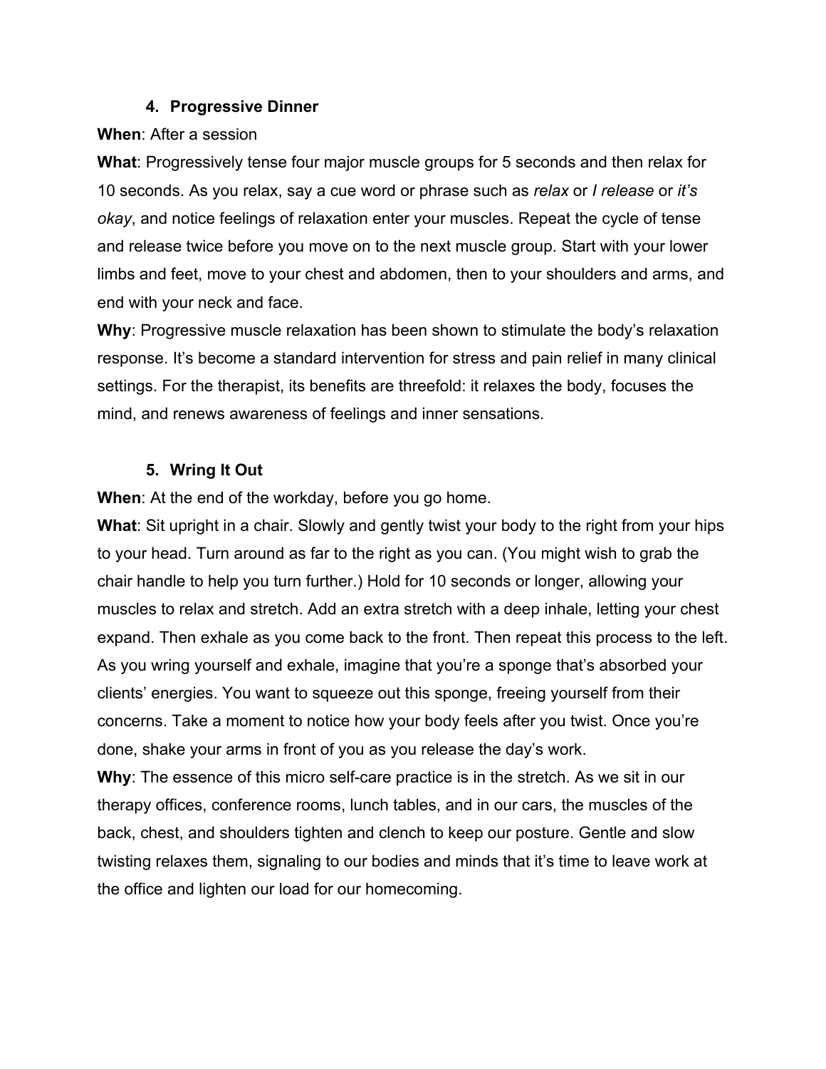### 4. Progressive Dinner

**When**: After a session

**What**: Progressively tense four major muscle groups for 5 seconds and then relax for 10 seconds. As you relax, say a cue word or phrase such as *relax* or *I release* or *it's okay*, and notice feelings of relaxation enter your muscles. Repeat the cycle of tense and release twice before you move on to the next muscle group. Start with your lower limbs and feet, move to your chest and abdomen, then to your shoulders and arms, and end with your neck and face.

**Why**: Progressive muscle relaxation has been shown to stimulate the body's relaxation response. It's become a standard intervention for stress and pain relief in many clinical settings. For the therapist, its benefits are threefold: it relaxes the body, focuses the mind, and renews awareness of feelings and inner sensations.

### 5. Wring It Out

**When**: At the end of the workday, before you go home.

**What**: Sit upright in a chair. Slowly and gently twist your body to the right from your hips to your head. Turn around as far to the right as you can. (You might wish to grab the chair handle to help you turn further.) Hold for 10 seconds or longer, allowing your muscles to relax and stretch. Add an extra stretch with a deep inhale, letting your chest expand. Then exhale as you come back to the front. Then repeat this process to the left. As you wring yourself and exhale, imagine that you're a sponge that's absorbed your clients' energies. You want to squeeze out this sponge, freeing yourself from their concerns. Take a moment to notice how your body feels after you twist. Once you're done, shake your arms in front of you as you release the day's work.

**Why**: The essence of this micro self-care practice is in the stretch. As we sit in our therapy offices, conference rooms, lunch tables, and in our cars, the muscles of the back, chest, and shoulders tighten and clench to keep our posture. Gentle and slow twisting relaxes them, signaling to our bodies and minds that it's time to leave work at the office and lighten our load for our homecoming.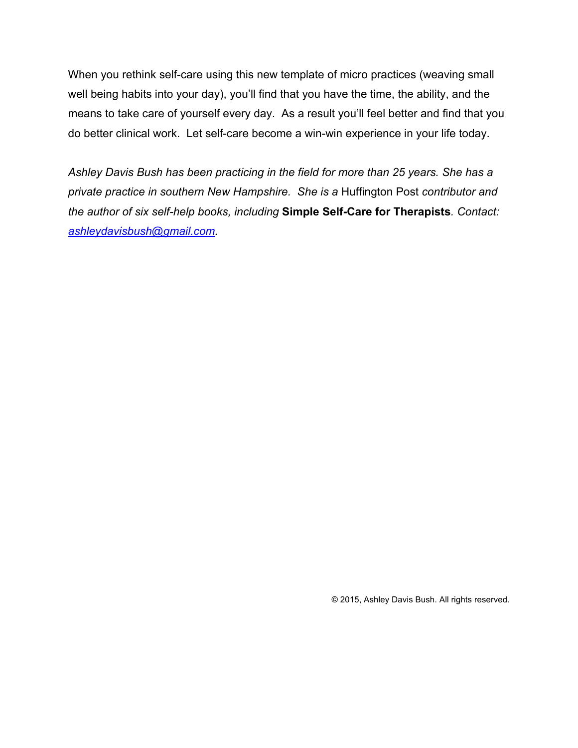When you rethink self-care using this new template of micro practices (weaving small well being habits into your day), you'll find that you have the time, the ability, and the means to take care of yourself every day. As a result you'll feel better and find that you do better clinical work. Let self-care become a win-win experience in your life today.

*Ashley Davis Bush has been practicing in the field for more than 25 years. She has a private practice in southern New Hampshire. She is a* Huffington Post *contributor and the author of six self-help books, including* **Simple Self-Care for Therapists**. *Contact: [ashleydavisbush@gmail.com](mailto:ashleydavisbush@gmail.com).*

© 2015, Ashley Davis Bush. All rights reserved.